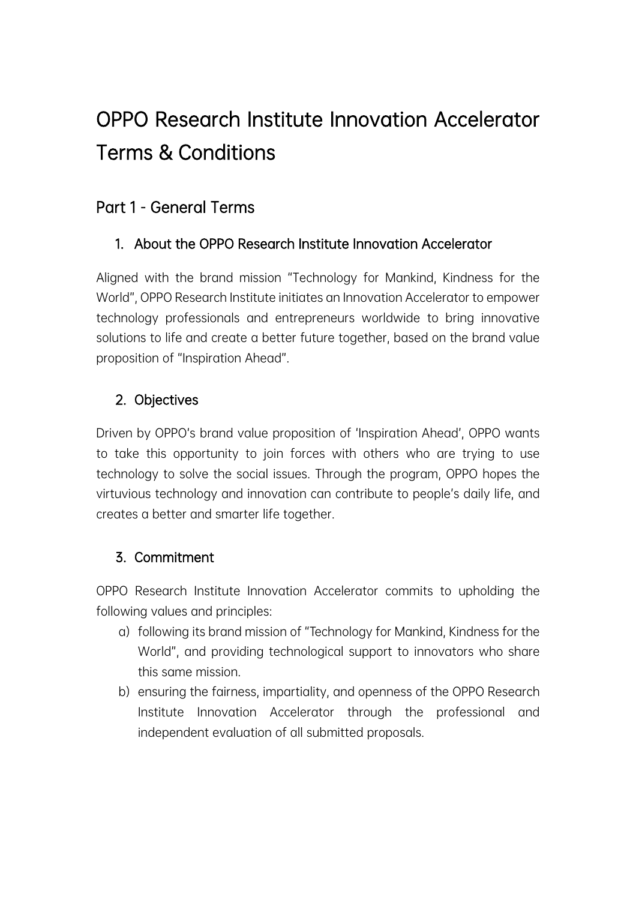# OPPO Research Institute Innovation Accelerator Terms & Conditions

## Part 1 - General Terms

### 1. About the OPPO Research Institute Innovation Accelerator

Aligned with the brand mission "Technology for Mankind, Kindness for the World", OPPO Research Institute initiates an Innovation Accelerator to empower technology professionals and entrepreneurs worldwide to bring innovative solutions to life and create a better future together, based on the brand value proposition of "Inspiration Ahead".

### 2. Objectives

Driven by OPPO's brand value proposition of 'Inspiration Ahead', OPPO wants to take this opportunity to join forces with others who are trying to use technology to solve the social issues. Through the program, OPPO hopes the virtuvious technology and innovation can contribute to people's daily life, and creates a better and smarter life together.

### 3. Commitment

OPPO Research Institute Innovation Accelerator commits to upholding the following values and principles:

a) following its brand mission of "Technology for Mankind, Kindness for the World", and providing technological support to innovators who share this same mission.

b) ensuring the fairness, impartiality, and openness of the OPPO Research Institute Innovation Accelerator through the professional and independent evaluation of all submitted proposals.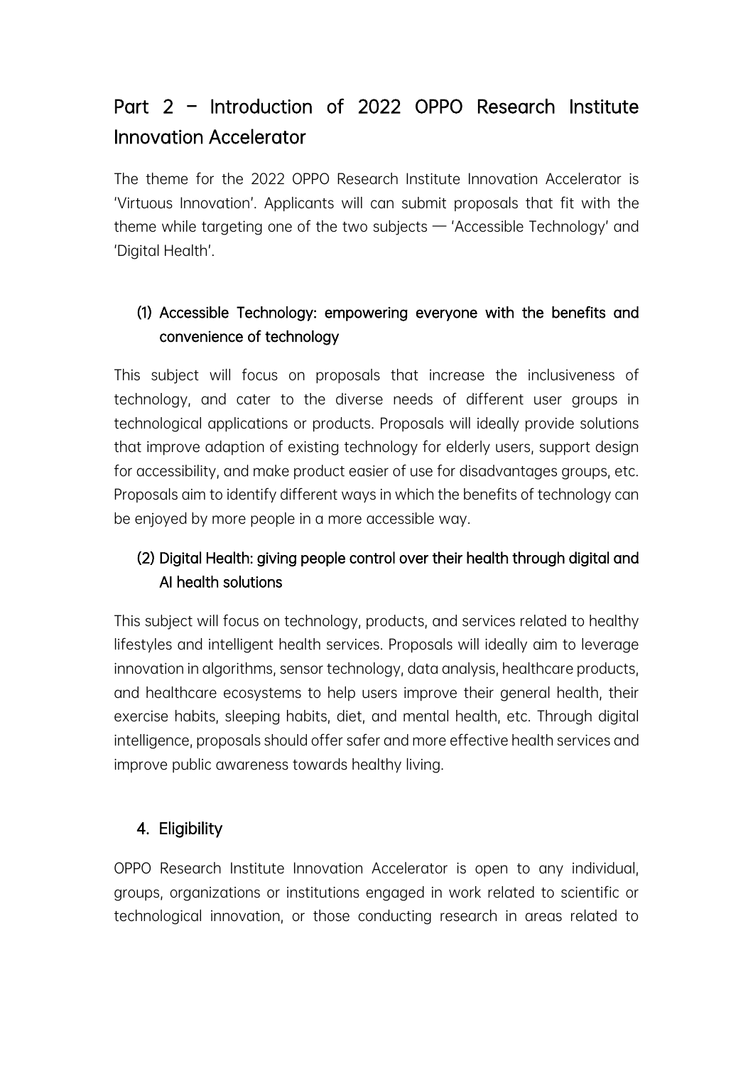# Part 2 – Introduction of 2022 OPPO Research Institute Innovation Accelerator

The theme for the 2022 OPPO Research Institute Innovation Accelerator is 'Virtuous Innovation'. Applicants will can submit proposals that fit with the theme while targeting one of the two subjects — 'Accessible Technology' and 'Digital Health'.

### (1) Accessible Technology: empowering everyone with the benefits and convenience of technology

This subject will focus on proposals that increase the inclusiveness of technology, and cater to the diverse needs of different user groups in technological applications or products. Proposals will ideally provide solutions that improve adaption of existing technology for elderly users, support design for accessibility, and make product easier of use for disadvantages groups, etc. Proposals aim to identify different ways in which the benefits of technology can be enjoyed by more people in a more accessible way.

### (2) Digital Health: giving people control over their health through digital and AI health solutions

This subject will focus on technology, products, and services related to healthy lifestyles and intelligent health services. Proposals will ideally aim to leverage innovation in algorithms, sensor technology, data analysis, healthcare products, and healthcare ecosystems to help users improve their general health, their exercise habits, sleeping habits, diet, and mental health, etc. Through digital intelligence, proposals should offer safer and more effective health services and improve public awareness towards healthy living.

## 4. Eligibility

OPPO Research Institute Innovation Accelerator is open to any individual, groups, organizations or institutions engaged in work related to scientific or technological innovation, or those conducting research in areas related to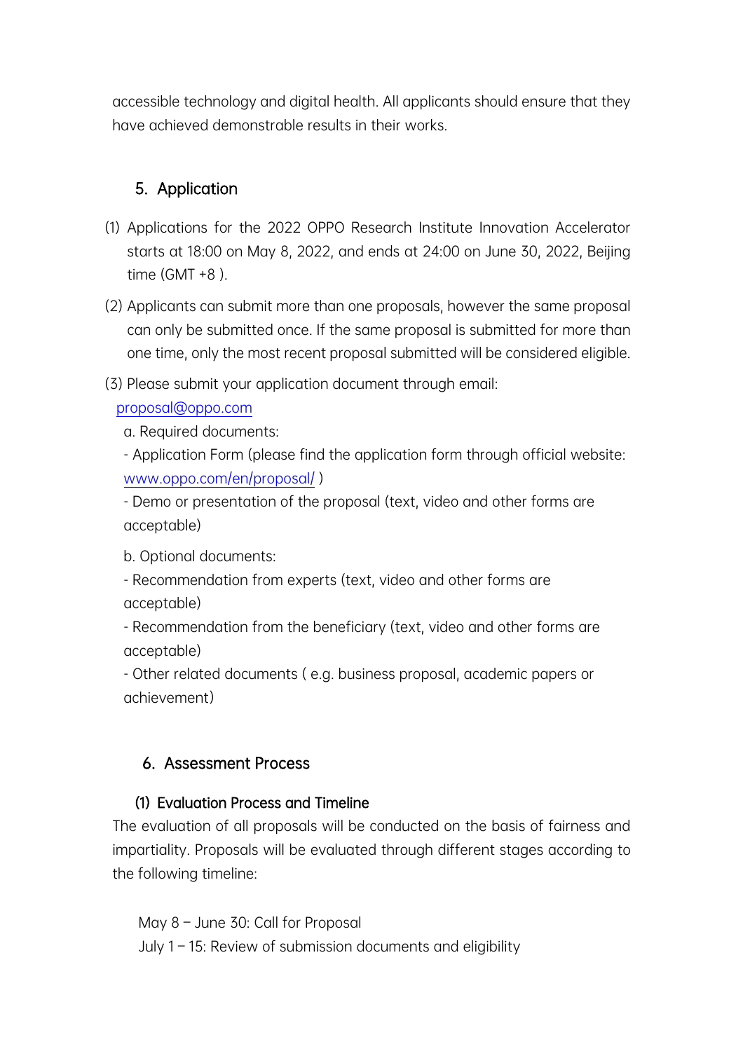accessible technology and digital health. All applicants should ensure that they have achieved demonstrable results in their works.

## 5. Application

(1) Applications for the 2022 OPPO Research Institute Innovation Accelerator starts at 18:00 on May 8, 2022, and ends at 24:00 on June 30, 2022, Beijing time (GMT +8 ).

(2) Applicants can submit more than one proposals, however the same proposal can only be submitted once. If the same proposal is submitted for more than one time, only the most recent proposal submitted will be considered eligible.

(3) Please submit your application document through email: proposal@oppo.com

a. Required documents:

- Application Form (please find the application form through official website: www.oppo.com/en/proposal/ )
- Demo or presentation of the proposal (text, video and other forms are acceptable)

b. Optional documents:

- Recommendation from experts (text, video and other forms are acceptable)
- Recommendation from the beneficiary (text, video and other forms are acceptable)
- Other related documents ( e.g. business proposal, academic papers or achievement)

## 6. Assessment Process

### (1) Evaluation Process and Timeline

The evaluation of all proposals will be conducted on the basis of fairness and impartiality. Proposals will be evaluated through different stages according to the following timeline:

May 8 – June 30: Call for Proposal
July 1 – 15: Review of submission documents and eligibility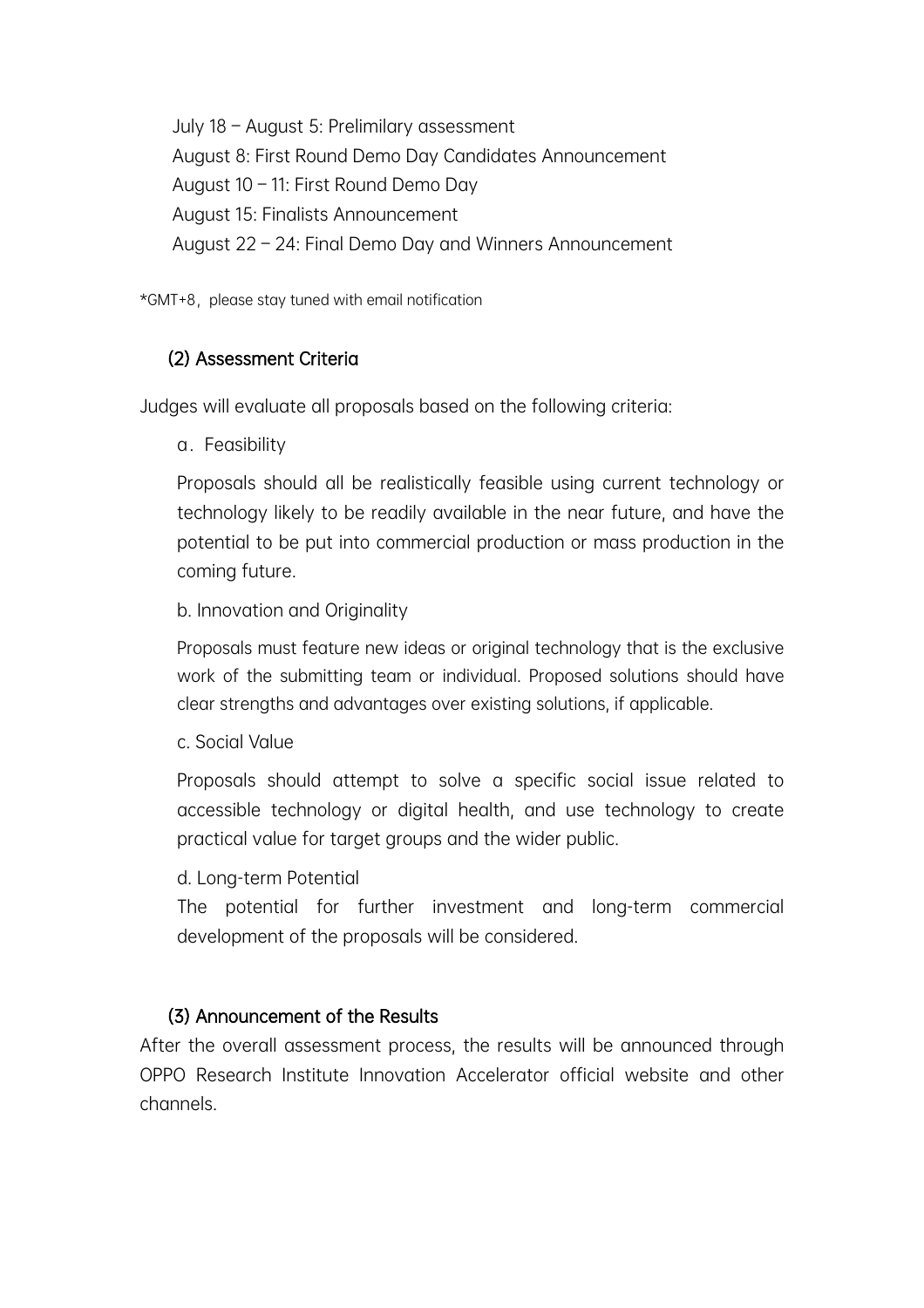July 18 – August 5: Prelimilary assessment

August 8: First Round Demo Day Candidates Announcement

August 10 – 11: First Round Demo Day

August 15: Finalists Announcement

August 22 – 24: Final Demo Day and Winners Announcement

*GMT+8，please stay tuned with email notification

### (2) Assessment Criteria

Judges will evaluate all proposals based on the following criteria:

a．Feasibility

Proposals should all be realistically feasible using current technology or technology likely to be readily available in the near future, and have the potential to be put into commercial production or mass production in the coming future.

b. Innovation and Originality

Proposals must feature new ideas or original technology that is the exclusive work of the submitting team or individual. Proposed solutions should have clear strengths and advantages over existing solutions, if applicable.

c. Social Value

Proposals should attempt to solve a specific social issue related to accessible technology or digital health, and use technology to create practical value for target groups and the wider public.

d. Long-term Potential

The potential for further investment and long-term commercial development of the proposals will be considered.

### (3) Announcement of the Results

After the overall assessment process, the results will be announced through OPPO Research Institute Innovation Accelerator official website and other channels.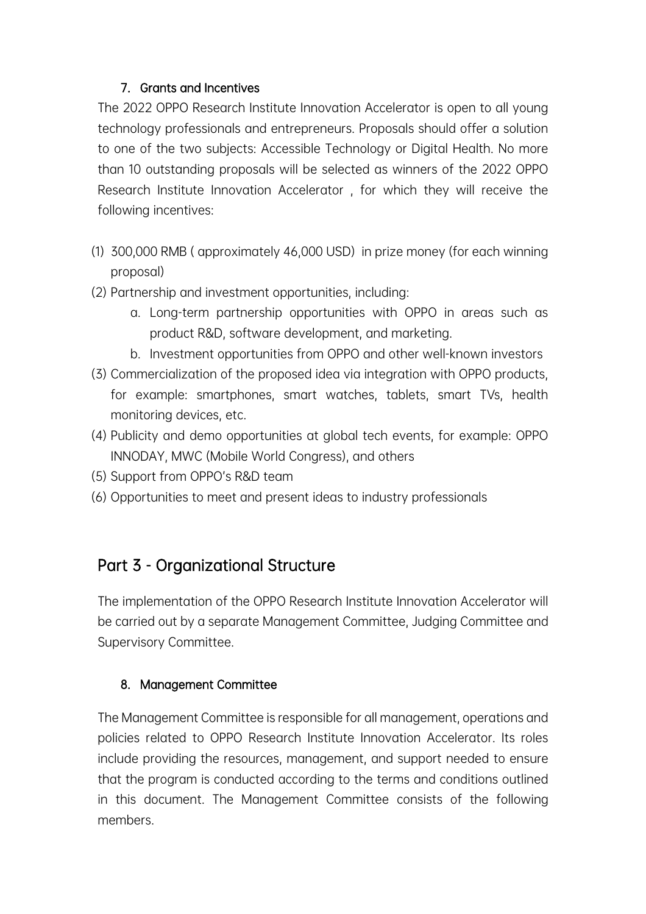### 7. Grants and Incentives

The 2022 OPPO Research Institute Innovation Accelerator is open to all young technology professionals and entrepreneurs. Proposals should offer a solution to one of the two subjects: Accessible Technology or Digital Health. No more than 10 outstanding proposals will be selected as winners of the 2022 OPPO Research Institute Innovation Accelerator , for which they will receive the following incentives:

(1) 300,000 RMB ( approximately 46,000 USD) in prize money (for each winning proposal)

(2) Partnership and investment opportunities, including:

   a. Long-term partnership opportunities with OPPO in areas such as product R&D, software development, and marketing.

   b. Investment opportunities from OPPO and other well-known investors

(3) Commercialization of the proposed idea via integration with OPPO products, for example: smartphones, smart watches, tablets, smart TVs, health monitoring devices, etc.

(4) Publicity and demo opportunities at global tech events, for example: OPPO INNODAY, MWC (Mobile World Congress), and others

(5) Support from OPPO's R&D team

(6) Opportunities to meet and present ideas to industry professionals

## Part 3 - Organizational Structure

The implementation of the OPPO Research Institute Innovation Accelerator will be carried out by a separate Management Committee, Judging Committee and Supervisory Committee.

### 8. Management Committee

The Management Committee is responsible for all management, operations and policies related to OPPO Research Institute Innovation Accelerator. Its roles include providing the resources, management, and support needed to ensure that the program is conducted according to the terms and conditions outlined in this document. The Management Committee consists of the following members.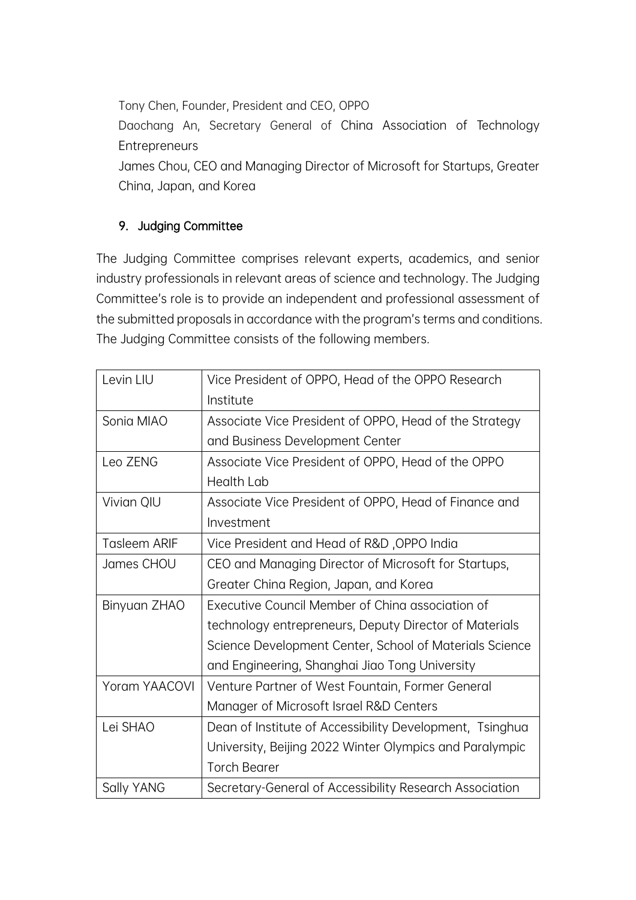Tony Chen, Founder, President and CEO, OPPO

Daochang An, Secretary General of China Association of Technology Entrepreneurs

James Chou, CEO and Managing Director of Microsoft for Startups, Greater China, Japan, and Korea

## 9. Judging Committee

The Judging Committee comprises relevant experts, academics, and senior industry professionals in relevant areas of science and technology. The Judging Committee's role is to provide an independent and professional assessment of the submitted proposals in accordance with the program's terms and conditions. The Judging Committee consists of the following members.

| | |
|---|---|
| Levin LIU | Vice President of OPPO, Head of the OPPO Research Institute |
| Sonia MIAO | Associate Vice President of OPPO, Head of the Strategy and Business Development Center |
| Leo ZENG | Associate Vice President of OPPO, Head of the OPPO Health Lab |
| Vivian QIU | Associate Vice President of OPPO, Head of Finance and Investment |
| Tasleem ARIF | Vice President and Head of R&D ,OPPO India |
| James CHOU | CEO and Managing Director of Microsoft for Startups, Greater China Region, Japan, and Korea |
| Binyuan ZHAO | Executive Council Member of China association of technology entrepreneurs, Deputy Director of Materials Science Development Center, School of Materials Science and Engineering, Shanghai Jiao Tong University |
| Yoram YAACOVI | Venture Partner of West Fountain, Former General Manager of Microsoft Israel R&D Centers |
| Lei SHAO | Dean of Institute of Accessibility Development, Tsinghua University, Beijing 2022 Winter Olympics and Paralympic Torch Bearer |
| Sally YANG | Secretary-General of Accessibility Research Association |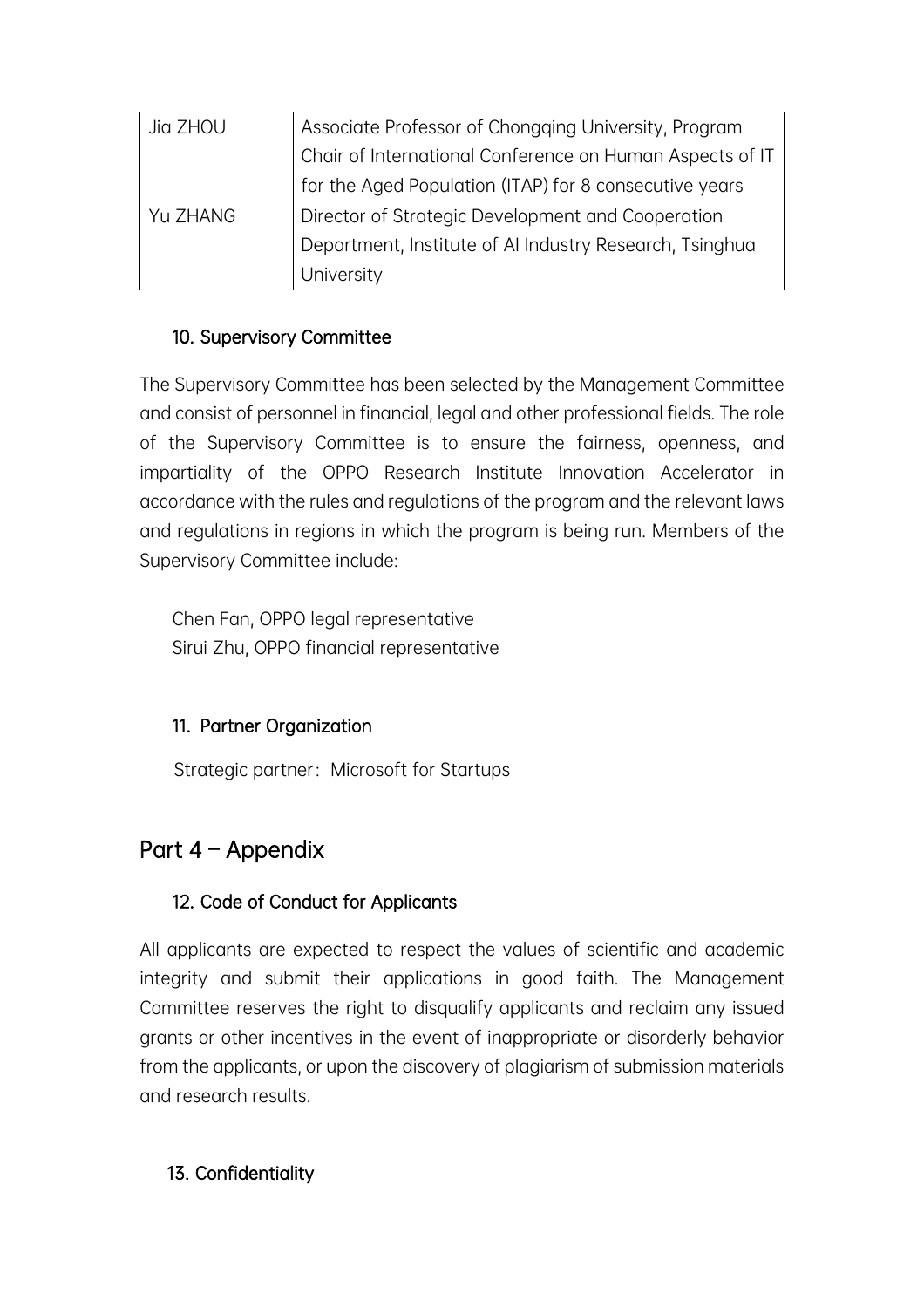| | |
|---|---|
| Jia ZHOU | Associate Professor of Chongqing University, Program Chair of International Conference on Human Aspects of IT for the Aged Population (ITAP) for 8 consecutive years |
| Yu ZHANG | Director of Strategic Development and Cooperation Department, Institute of AI Industry Research, Tsinghua University |

### 10. Supervisory Committee

The Supervisory Committee has been selected by the Management Committee and consist of personnel in financial, legal and other professional fields. The role of the Supervisory Committee is to ensure the fairness, openness, and impartiality of the OPPO Research Institute Innovation Accelerator in accordance with the rules and regulations of the program and the relevant laws and regulations in regions in which the program is being run. Members of the Supervisory Committee include:

Chen Fan, OPPO legal representative
Sirui Zhu, OPPO financial representative

### 11. Partner Organization

Strategic partner：Microsoft for Startups

## Part 4 – Appendix

### 12. Code of Conduct for Applicants

All applicants are expected to respect the values of scientific and academic integrity and submit their applications in good faith. The Management Committee reserves the right to disqualify applicants and reclaim any issued grants or other incentives in the event of inappropriate or disorderly behavior from the applicants, or upon the discovery of plagiarism of submission materials and research results.

### 13. Confidentiality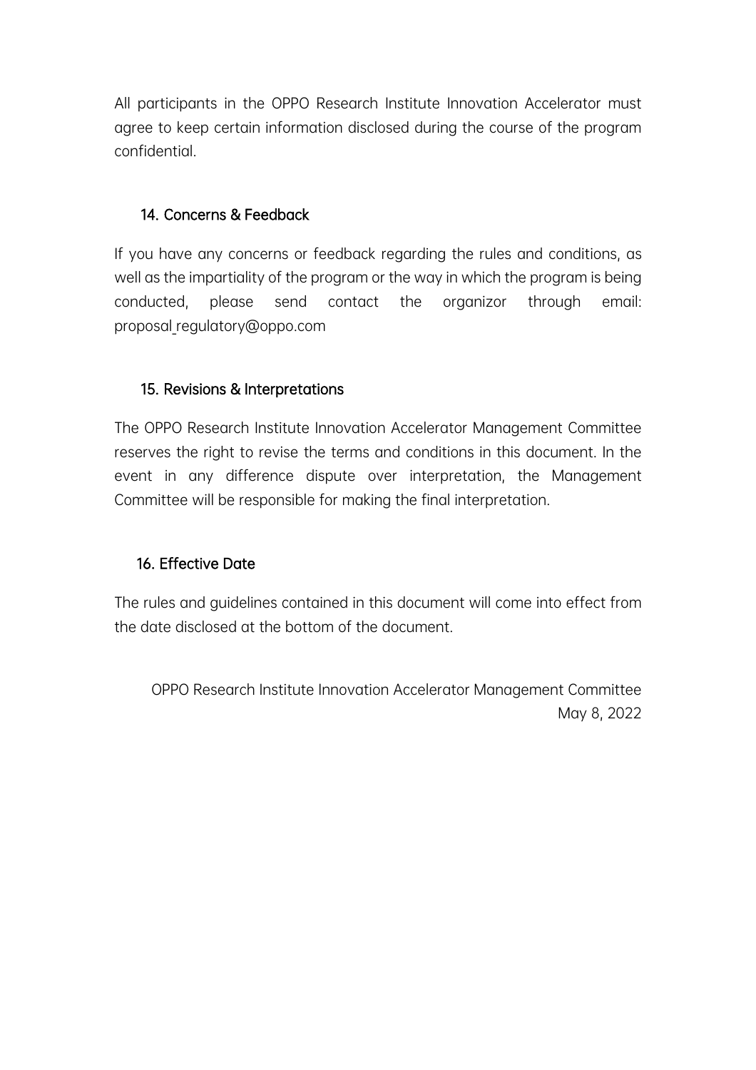All participants in the OPPO Research Institute Innovation Accelerator must agree to keep certain information disclosed during the course of the program confidential.

## 14. Concerns & Feedback

If you have any concerns or feedback regarding the rules and conditions, as well as the impartiality of the program or the way in which the program is being conducted, please send contact the organizor through email: proposal_regulatory@oppo.com

## 15. Revisions & Interpretations

The OPPO Research Institute Innovation Accelerator Management Committee reserves the right to revise the terms and conditions in this document. In the event in any difference dispute over interpretation, the Management Committee will be responsible for making the final interpretation.

## 16. Effective Date

The rules and guidelines contained in this document will come into effect from the date disclosed at the bottom of the document.

OPPO Research Institute Innovation Accelerator Management Committee

May 8, 2022